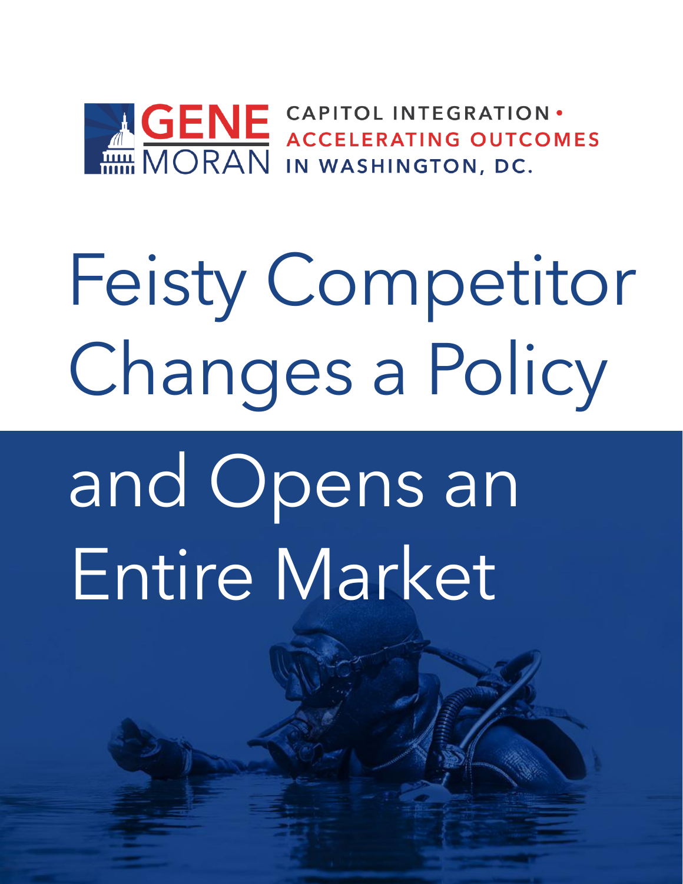GENE MORAN

CAPITOL INTEGRATION • ACCELERATING OUTCOMES IN WASHINGTON, DC.

# Feisty Competitor Changes a Policy and Opens an Entire Market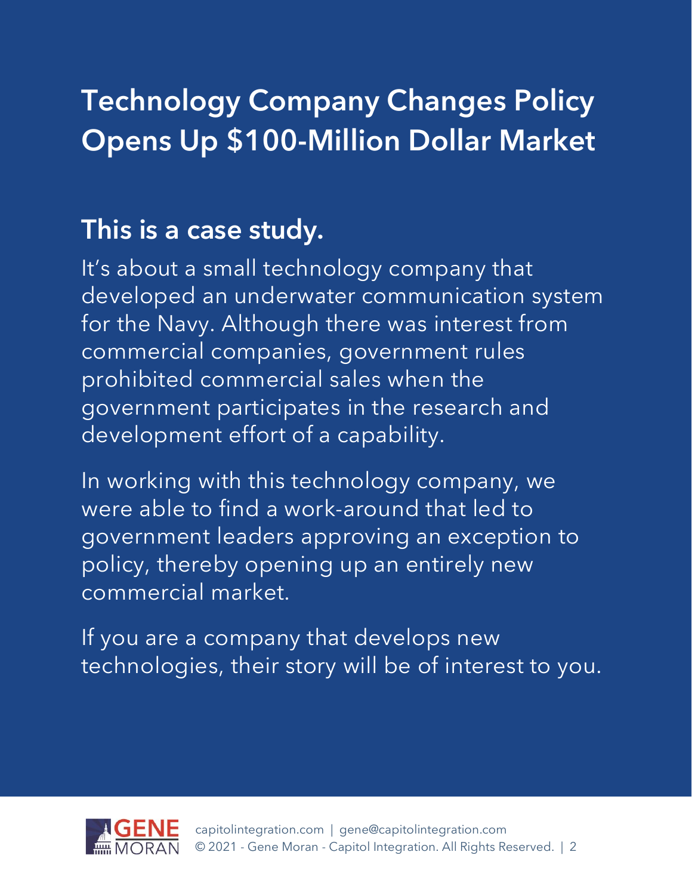# Technology Company Changes Policy Opens Up $100-Million Dollar Market

## This is a case study.

It's about a small technology company that developed an underwater communication system for the Navy. Although there was interest from commercial companies, government rules prohibited commercial sales when the government participates in the research and development effort of a capability.

In working with this technology company, we were able to find a work-around that led to government leaders approving an exception to policy, thereby opening up an entirely new commercial market.

If you are a company that develops new technologies, their story will be of interest to you.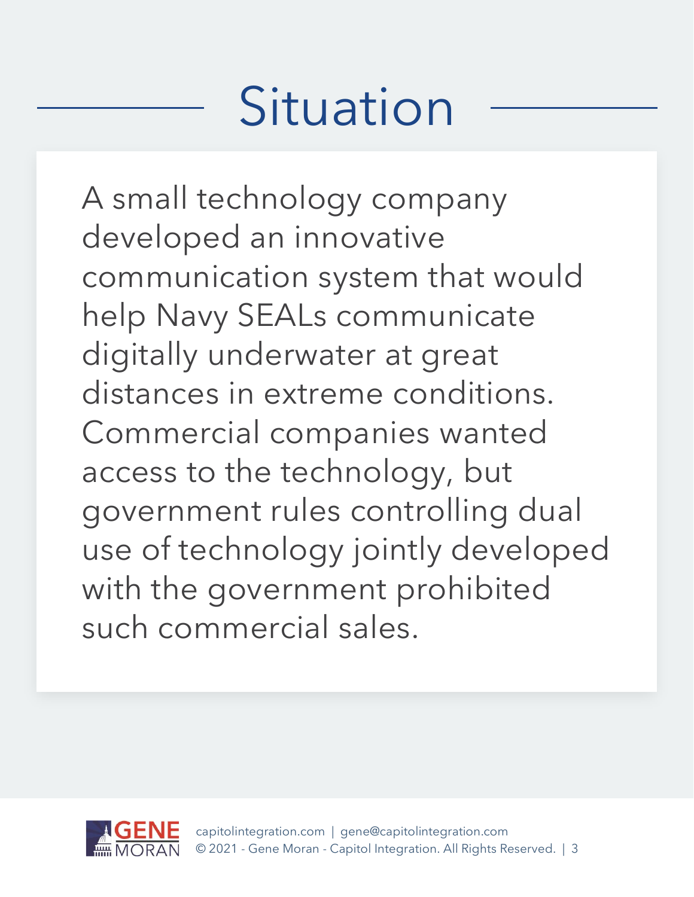# Situation

A small technology company developed an innovative communication system that would help Navy SEALs communicate digitally underwater at great distances in extreme conditions. Commercial companies wanted access to the technology, but government rules controlling dual use of technology jointly developed with the government prohibited such commercial sales.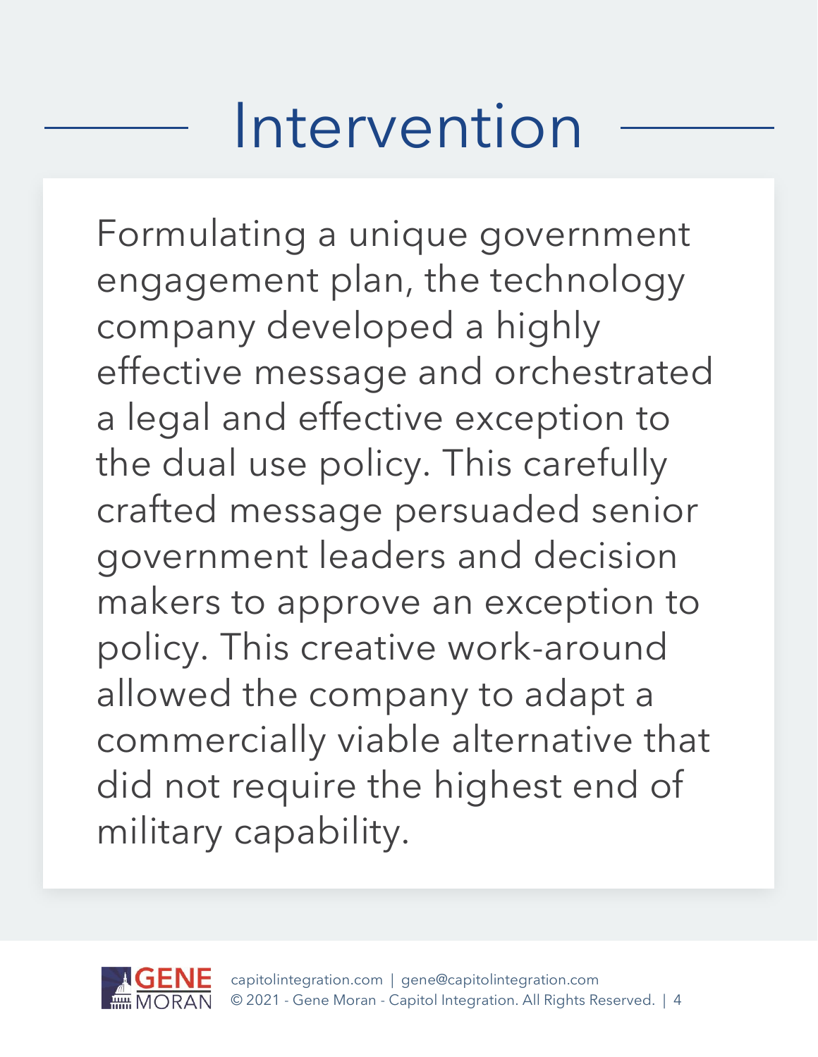# Intervention

Formulating a unique government engagement plan, the technology company developed a highly effective message and orchestrated a legal and effective exception to the dual use policy. This carefully crafted message persuaded senior government leaders and decision makers to approve an exception to policy. This creative work-around allowed the company to adapt a commercially viable alternative that did not require the highest end of military capability.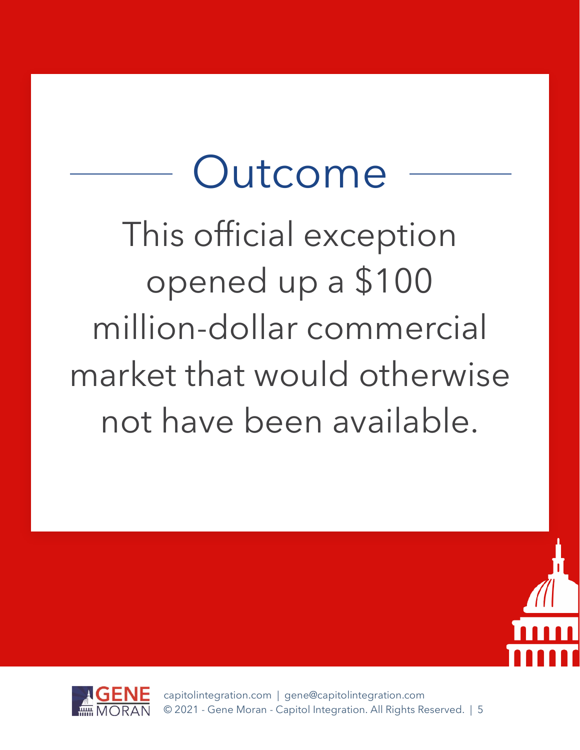# Outcome

This official exception opened up a $100 million-dollar commercial market that would otherwise not have been available.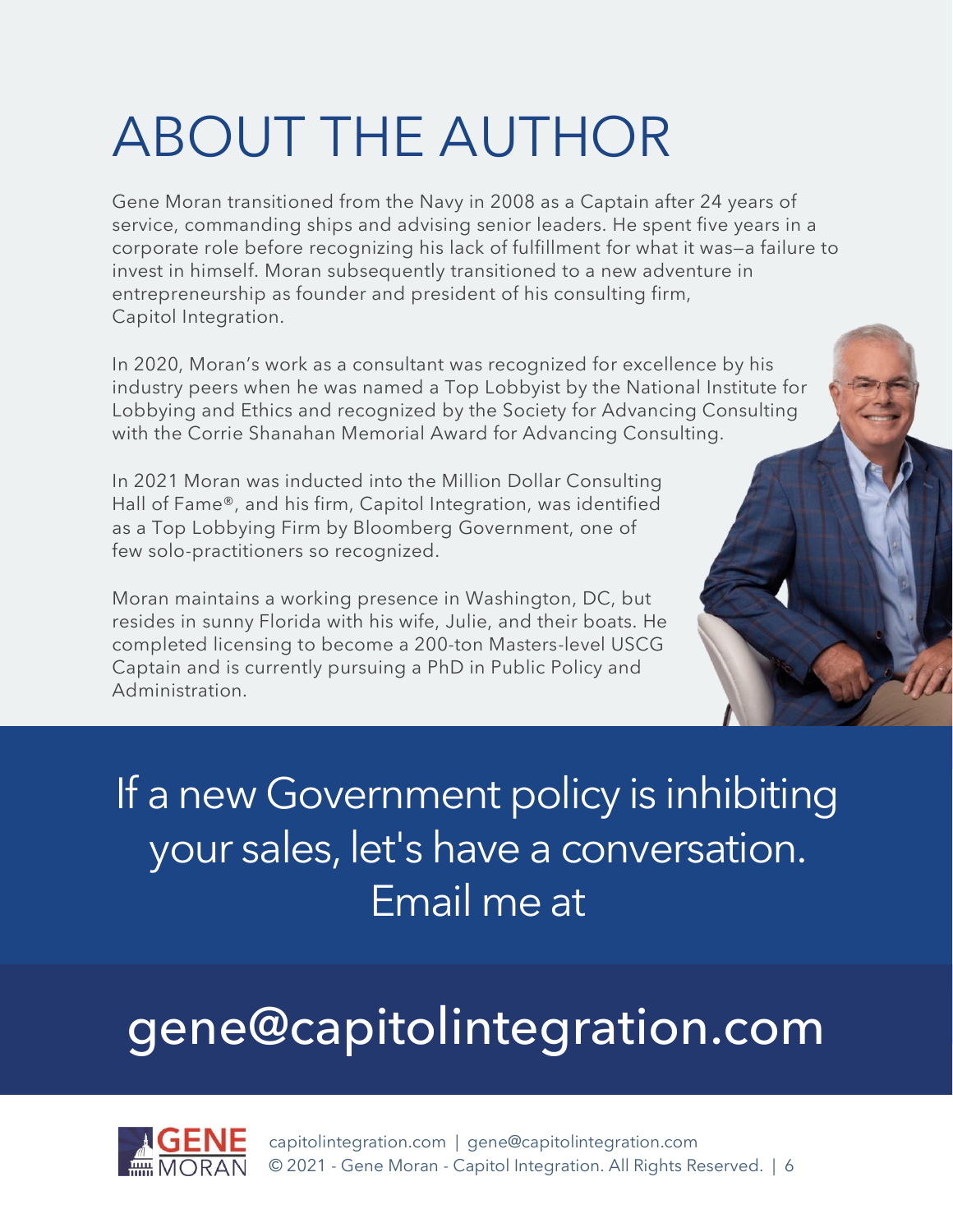# ABOUT THE AUTHOR

Gene Moran transitioned from the Navy in 2008 as a Captain after 24 years of service, commanding ships and advising senior leaders. He spent five years in a corporate role before recognizing his lack of fulfillment for what it was—a failure to invest in himself. Moran subsequently transitioned to a new adventure in entrepreneurship as founder and president of his consulting firm, Capitol Integration.

In 2020, Moran's work as a consultant was recognized for excellence by his industry peers when he was named a Top Lobbyist by the National Institute for Lobbying and Ethics and recognized by the Society for Advancing Consulting with the Corrie Shanahan Memorial Award for Advancing Consulting.

In 2021 Moran was inducted into the Million Dollar Consulting Hall of Fame®, and his firm, Capitol Integration, was identified as a Top Lobbying Firm by Bloomberg Government, one of few solo-practitioners so recognized.

Moran maintains a working presence in Washington, DC, but resides in sunny Florida with his wife, Julie, and their boats. He completed licensing to become a 200-ton Masters-level USCG Captain and is currently pursuing a PhD in Public Policy and Administration.

If a new Government policy is inhibiting your sales, let's have a conversation. Email me at

**gene@capitolintegration.com**

GENE MORAN

capitolintegration.com | gene@capitolintegration.com

© 2021 - Gene Moran - Capitol Integration. All Rights Reserved.